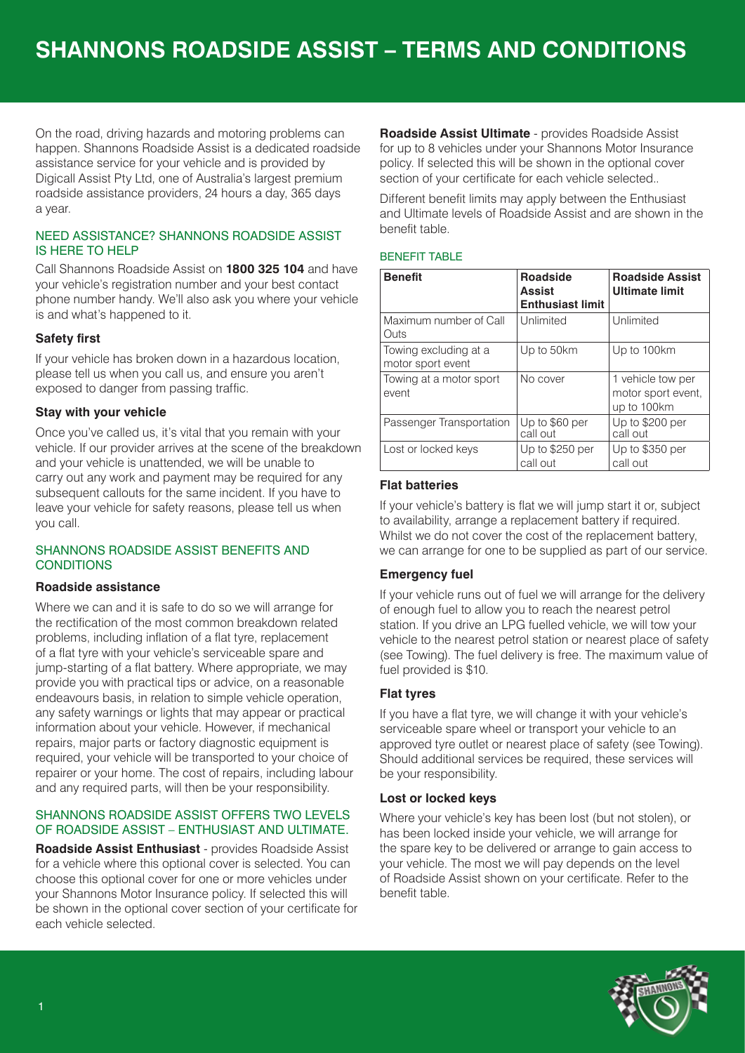# SHANNONS ROADSIDE ASSIST – TERMS AND CONDITIONS

On the road, driving hazards and motoring problems can happen. Shannons Roadside Assist is a dedicated roadside assistance service for your vehicle and is provided by Digicall Assist Pty Ltd, one of Australia's largest premium roadside assistance providers, 24 hours a day, 365 days a year.

## NEED ASSISTANCE? SHANNONS ROADSIDE ASSIST IS HERE TO HELP

Call Shannons Roadside Assist on **1800 325 104** and have your vehicle's registration number and your best contact phone number handy. We'll also ask you where your vehicle is and what's happened to it.

### Safety first

If your vehicle has broken down in a hazardous location, please tell us when you call us, and ensure you aren't exposed to danger from passing traffic.

### Stay with your vehicle

Once you've called us, it's vital that you remain with your vehicle. If our provider arrives at the scene of the breakdown and your vehicle is unattended, we will be unable to carry out any work and payment may be required for any subsequent callouts for the same incident. If you have to leave your vehicle for safety reasons, please tell us when you call.

## SHANNONS ROADSIDE ASSIST BENEFITS AND CONDITIONS

### Roadside assistance

Where we can and it is safe to do so we will arrange for the rectification of the most common breakdown related problems, including inflation of a flat tyre, replacement of a flat tyre with your vehicle's serviceable spare and jump-starting of a flat battery. Where appropriate, we may provide you with practical tips or advice, on a reasonable endeavours basis, in relation to simple vehicle operation, any safety warnings or lights that may appear or practical information about your vehicle. However, if mechanical repairs, major parts or factory diagnostic equipment is required, your vehicle will be transported to your choice of repairer or your home. The cost of repairs, including labour and any required parts, will then be your responsibility.

## SHANNONS ROADSIDE ASSIST OFFERS TWO LEVELS OF ROADSIDE ASSIST – ENTHUSIAST AND ULTIMATE.

**Roadside Assist Enthusiast** - provides Roadside Assist for a vehicle where this optional cover is selected. You can choose this optional cover for one or more vehicles under your Shannons Motor Insurance policy. If selected this will be shown in the optional cover section of your certificate for each vehicle selected.

**Roadside Assist Ultimate** - provides Roadside Assist for up to 8 vehicles under your Shannons Motor Insurance policy. If selected this will be shown in the optional cover section of your certificate for each vehicle selected..

Different benefit limits may apply between the Enthusiast and Ultimate levels of Roadside Assist and are shown in the benefit table.

## BENEFIT TABLE

| Benefit | Roadside Assist Enthusiast limit | Roadside Assist Ultimate limit |
|---|---|---|
| Maximum number of Call Outs | Unlimited | Unlimited |
| Towing excluding at a motor sport event | Up to 50km | Up to 100km |
| Towing at a motor sport event | No cover | 1 vehicle tow per motor sport event, up to 100km |
| Passenger Transportation | Up to $60 per call out | Up to $200 per call out |
| Lost or locked keys | Up to $250 per call out | Up to $350 per call out |

### Flat batteries

If your vehicle's battery is flat we will jump start it or, subject to availability, arrange a replacement battery if required. Whilst we do not cover the cost of the replacement battery, we can arrange for one to be supplied as part of our service.

### Emergency fuel

If your vehicle runs out of fuel we will arrange for the delivery of enough fuel to allow you to reach the nearest petrol station. If you drive an LPG fuelled vehicle, we will tow your vehicle to the nearest petrol station or nearest place of safety (see Towing). The fuel delivery is free. The maximum value of fuel provided is $10.

### Flat tyres

If you have a flat tyre, we will change it with your vehicle's serviceable spare wheel or transport your vehicle to an approved tyre outlet or nearest place of safety (see Towing). Should additional services be required, these services will be your responsibility.

### Lost or locked keys

Where your vehicle's key has been lost (but not stolen), or has been locked inside your vehicle, we will arrange for the spare key to be delivered or arrange to gain access to your vehicle. The most we will pay depends on the level of Roadside Assist shown on your certificate. Refer to the benefit table.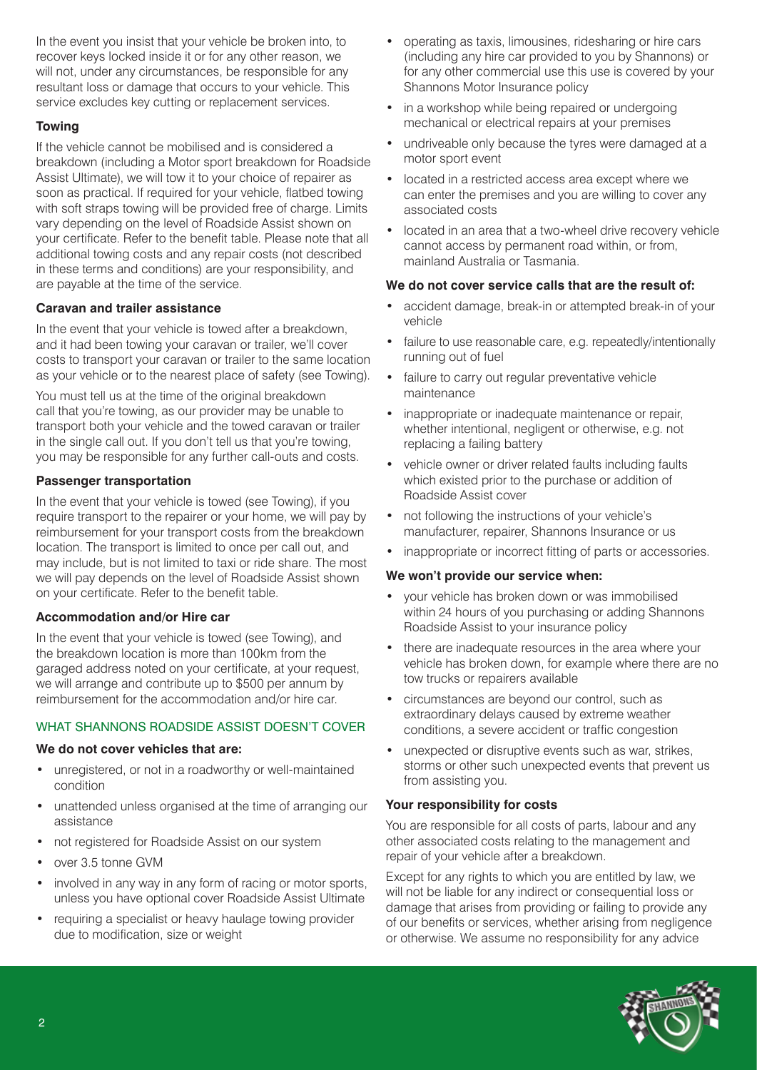In the event you insist that your vehicle be broken into, to recover keys locked inside it or for any other reason, we will not, under any circumstances, be responsible for any resultant loss or damage that occurs to your vehicle. This service excludes key cutting or replacement services.

**Towing**

If the vehicle cannot be mobilised and is considered a breakdown (including a Motor sport breakdown for Roadside Assist Ultimate), we will tow it to your choice of repairer as soon as practical. If required for your vehicle, flatbed towing with soft straps towing will be provided free of charge. Limits vary depending on the level of Roadside Assist shown on your certificate. Refer to the benefit table. Please note that all additional towing costs and any repair costs (not described in these terms and conditions) are your responsibility, and are payable at the time of the service.

**Caravan and trailer assistance**

In the event that your vehicle is towed after a breakdown, and it had been towing your caravan or trailer, we'll cover costs to transport your caravan or trailer to the same location as your vehicle or to the nearest place of safety (see Towing).

You must tell us at the time of the original breakdown call that you're towing, as our provider may be unable to transport both your vehicle and the towed caravan or trailer in the single call out. If you don't tell us that you're towing, you may be responsible for any further call-outs and costs.

**Passenger transportation**

In the event that your vehicle is towed (see Towing), if you require transport to the repairer or your home, we will pay by reimbursement for your transport costs from the breakdown location. The transport is limited to once per call out, and may include, but is not limited to taxi or ride share. The most we will pay depends on the level of Roadside Assist shown on your certificate. Refer to the benefit table.

**Accommodation and/or Hire car**

In the event that your vehicle is towed (see Towing), and the breakdown location is more than 100km from the garaged address noted on your certificate, at your request, we will arrange and contribute up to $500 per annum by reimbursement for the accommodation and/or hire car.

## WHAT SHANNONS ROADSIDE ASSIST DOESN'T COVER

**We do not cover vehicles that are:**

- unregistered, or not in a roadworthy or well-maintained condition
- unattended unless organised at the time of arranging our assistance
- not registered for Roadside Assist on our system
- over 3.5 tonne GVM
- involved in any way in any form of racing or motor sports, unless you have optional cover Roadside Assist Ultimate
- requiring a specialist or heavy haulage towing provider due to modification, size or weight
- operating as taxis, limousines, ridesharing or hire cars (including any hire car provided to you by Shannons) or for any other commercial use this use is covered by your Shannons Motor Insurance policy
- in a workshop while being repaired or undergoing mechanical or electrical repairs at your premises
- undriveable only because the tyres were damaged at a motor sport event
- located in a restricted access area except where we can enter the premises and you are willing to cover any associated costs
- located in an area that a two-wheel drive recovery vehicle cannot access by permanent road within, or from, mainland Australia or Tasmania.

**We do not cover service calls that are the result of:**

- accident damage, break-in or attempted break-in of your vehicle
- failure to use reasonable care, e.g. repeatedly/intentionally running out of fuel
- failure to carry out regular preventative vehicle maintenance
- inappropriate or inadequate maintenance or repair, whether intentional, negligent or otherwise, e.g. not replacing a failing battery
- vehicle owner or driver related faults including faults which existed prior to the purchase or addition of Roadside Assist cover
- not following the instructions of your vehicle's manufacturer, repairer, Shannons Insurance or us
- inappropriate or incorrect fitting of parts or accessories.

**We won't provide our service when:**

- your vehicle has broken down or was immobilised within 24 hours of you purchasing or adding Shannons Roadside Assist to your insurance policy
- there are inadequate resources in the area where your vehicle has broken down, for example where there are no tow trucks or repairers available
- circumstances are beyond our control, such as extraordinary delays caused by extreme weather conditions, a severe accident or traffic congestion
- unexpected or disruptive events such as war, strikes, storms or other such unexpected events that prevent us from assisting you.

**Your responsibility for costs**

You are responsible for all costs of parts, labour and any other associated costs relating to the management and repair of your vehicle after a breakdown.

Except for any rights to which you are entitled by law, we will not be liable for any indirect or consequential loss or damage that arises from providing or failing to provide any of our benefits or services, whether arising from negligence or otherwise. We assume no responsibility for any advice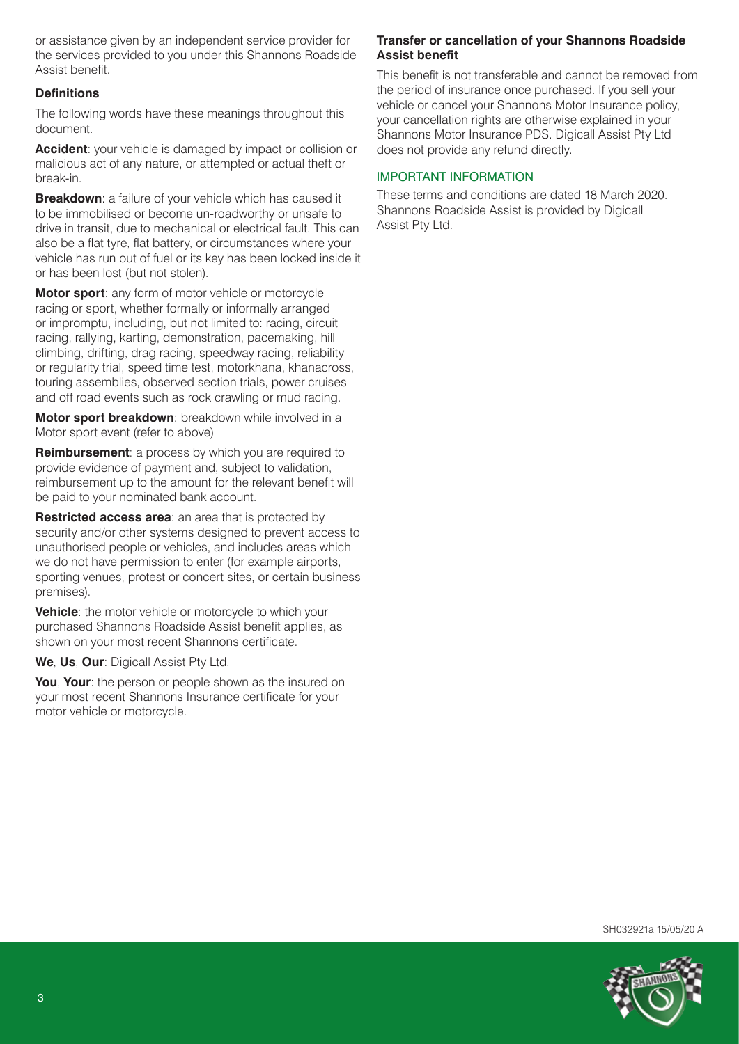or assistance given by an independent service provider for the services provided to you under this Shannons Roadside Assist benefit.

### Definitions

The following words have these meanings throughout this document.

**Accident**: your vehicle is damaged by impact or collision or malicious act of any nature, or attempted or actual theft or break-in.

**Breakdown**: a failure of your vehicle which has caused it to be immobilised or become un-roadworthy or unsafe to drive in transit, due to mechanical or electrical fault. This can also be a flat tyre, flat battery, or circumstances where your vehicle has run out of fuel or its key has been locked inside it or has been lost (but not stolen).

**Motor sport**: any form of motor vehicle or motorcycle racing or sport, whether formally or informally arranged or impromptu, including, but not limited to: racing, circuit racing, rallying, karting, demonstration, pacemaking, hill climbing, drifting, drag racing, speedway racing, reliability or regularity trial, speed time test, motorkhana, khanacross, touring assemblies, observed section trials, power cruises and off road events such as rock crawling or mud racing.

**Motor sport breakdown**: breakdown while involved in a Motor sport event (refer to above)

**Reimbursement**: a process by which you are required to provide evidence of payment and, subject to validation, reimbursement up to the amount for the relevant benefit will be paid to your nominated bank account.

**Restricted access area**: an area that is protected by security and/or other systems designed to prevent access to unauthorised people or vehicles, and includes areas which we do not have permission to enter (for example airports, sporting venues, protest or concert sites, or certain business premises).

**Vehicle**: the motor vehicle or motorcycle to which your purchased Shannons Roadside Assist benefit applies, as shown on your most recent Shannons certificate.

**We**, **Us**, **Our**: Digicall Assist Pty Ltd.

**You**, **Your**: the person or people shown as the insured on your most recent Shannons Insurance certificate for your motor vehicle or motorcycle.

### Transfer or cancellation of your Shannons Roadside Assist benefit

This benefit is not transferable and cannot be removed from the period of insurance once purchased. If you sell your vehicle or cancel your Shannons Motor Insurance policy, your cancellation rights are otherwise explained in your Shannons Motor Insurance PDS. Digicall Assist Pty Ltd does not provide any refund directly.

## IMPORTANT INFORMATION

These terms and conditions are dated 18 March 2020. Shannons Roadside Assist is provided by Digicall Assist Pty Ltd.

SH032921a 15/05/20 A